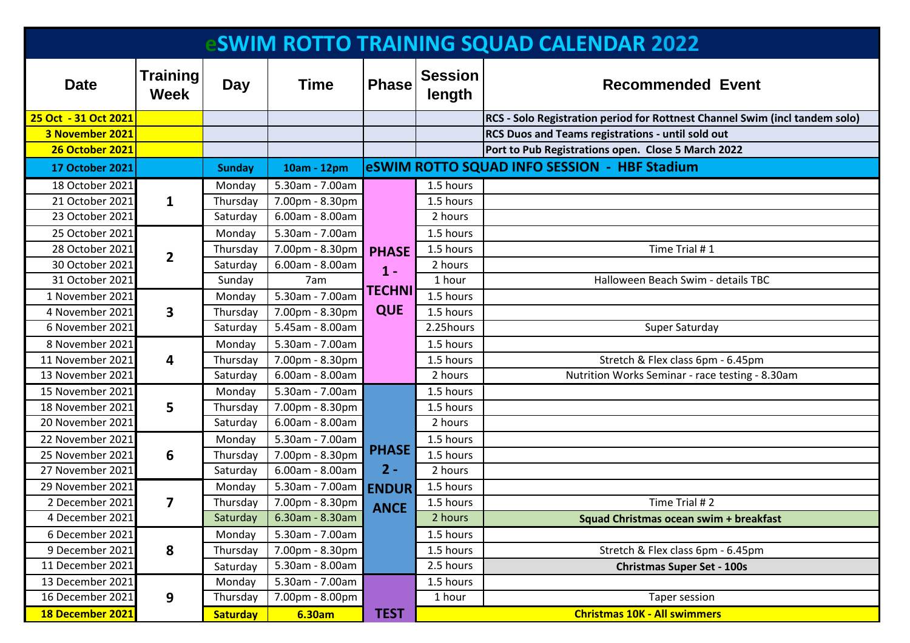# eSWIM ROTTO TRAINING SQUAD CALENDAR 2022

| Date | Training Week | Day | Time | Phase | Session length | Recommended Event |
|---|---|---|---|---|---|---|
| **25 Oct - 31 Oct 2021** | | | | | | **RCS - Solo Registration period for Rottnest Channel Swim (incl tandem solo)** |
| **3 November 2021** | | | | | | **RCS Duos and Teams registrations - until sold out** |
| **26 October 2021** | | | | | | **Port to Pub Registrations open. Close 5 March 2022** |
| **17 October 2021** | | **Sunday** | **10am - 12pm** | **eSWIM ROTTO SQUAD INFO SESSION - HBF Stadium** | | |
| 18 October 2021 | 1 | Monday | 5.30am - 7.00am | PHASE 1 - TECHNIQUE | 1.5 hours | |
| 21 October 2021 | | Thursday | 7.00pm - 8.30pm | | 1.5 hours | |
| 23 October 2021 | | Saturday | 6.00am - 8.00am | | 2 hours | |
| 25 October 2021 | 2 | Monday | 5.30am - 7.00am | | 1.5 hours | |
| 28 October 2021 | | Thursday | 7.00pm - 8.30pm | | 1.5 hours | Time Trial # 1 |
| 30 October 2021 | | Saturday | 6.00am - 8.00am | | 2 hours | |
| 31 October 2021 | | Sunday | 7am | | 1 hour | Halloween Beach Swim - details TBC |
| 1 November 2021 | 3 | Monday | 5.30am - 7.00am | | 1.5 hours | |
| 4 November 2021 | | Thursday | 7.00pm - 8.30pm | | 1.5 hours | |
| 6 November 2021 | | Saturday | 5.45am - 8.00am | | 2.25hours | Super Saturday |
| 8 November 2021 | 4 | Monday | 5.30am - 7.00am | | 1.5 hours | |
| 11 November 2021 | | Thursday | 7.00pm - 8.30pm | | 1.5 hours | Stretch & Flex class 6pm - 6.45pm |
| 13 November 2021 | | Saturday | 6.00am - 8.00am | | 2 hours | Nutrition Works Seminar - race testing - 8.30am |
| 15 November 2021 | 5 | Monday | 5.30am - 7.00am | PHASE 2 - ENDURANCE | 1.5 hours | |
| 18 November 2021 | | Thursday | 7.00pm - 8.30pm | | 1.5 hours | |
| 20 November 2021 | | Saturday | 6.00am - 8.00am | | 2 hours | |
| 22 November 2021 | 6 | Monday | 5.30am - 7.00am | | 1.5 hours | |
| 25 November 2021 | | Thursday | 7.00pm - 8.30pm | | 1.5 hours | |
| 27 November 2021 | | Saturday | 6.00am - 8.00am | | 2 hours | |
| 29 November 2021 | 7 | Monday | 5.30am - 7.00am | | 1.5 hours | |
| 2 December 2021 | | Thursday | 7.00pm - 8.30pm | | 1.5 hours | Time Trial # 2 |
| 4 December 2021 | | Saturday | 6.30am - 8.30am | | 2 hours | **Squad Christmas ocean swim + breakfast** |
| 6 December 2021 | 8 | Monday | 5.30am - 7.00am | | 1.5 hours | |
| 9 December 2021 | | Thursday | 7.00pm - 8.30pm | | 1.5 hours | Stretch & Flex class 6pm - 6.45pm |
| 11 December 2021 | | Saturday | 5.30am - 8.00am | | 2.5 hours | **Christmas Super Set - 100s** |
| 13 December 2021 | 9 | Monday | 5.30am - 7.00am | | 1.5 hours | |
| 16 December 2021 | | Thursday | 7.00pm - 8.00pm | | 1 hour | Taper session |
| **18 December 2021** | | **Saturday** | **6.30am** | **TEST** | **Christmas 10K - All swimmers** | |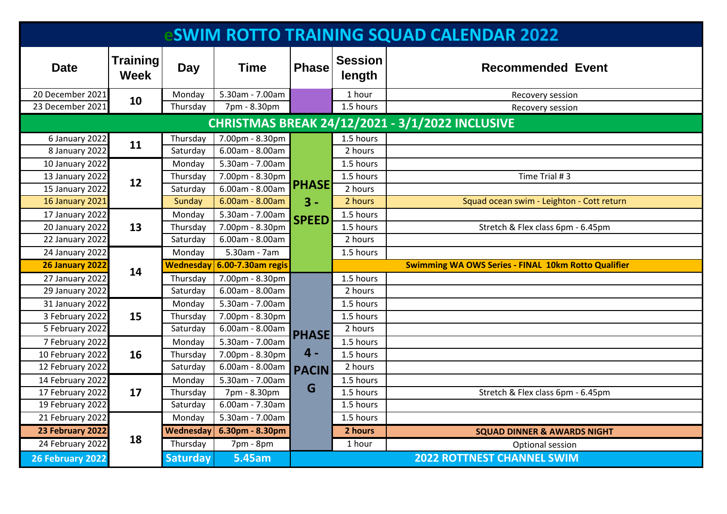# eSWIM ROTTO TRAINING SQUAD CALENDAR 2022

| Date | Training Week | Day | Time | Phase | Session length | Recommended Event |
|---|---|---|---|---|---|---|
| 20 December 2021 | 10 | Monday | 5.30am - 7.00am | | 1 hour | Recovery session |
| 23 December 2021 | | Thursday | 7pm - 8.30pm | | 1.5 hours | Recovery session |
| **CHRISTMAS BREAK 24/12/2021 - 3/1/2022 INCLUSIVE** | | | | | | |
| 6 January 2022 | 11 | Thursday | 7.00pm - 8.30pm | **PHASE 3 - SPEED** | 1.5 hours | |
| 8 January 2022 | | Saturday | 6.00am - 8.00am | | 2 hours | |
| 10 January 2022 | 12 | Monday | 5.30am - 7.00am | | 1.5 hours | |
| 13 January 2022 | | Thursday | 7.00pm - 8.30pm | | 1.5 hours | Time Trial # 3 |
| 15 January 2022 | | Saturday | 6.00am - 8.00am | | 2 hours | |
| 16 January 2021 | | Sunday | 6.00am - 8.00am | | 2 hours | Squad ocean swim - Leighton - Cott return |
| 17 January 2022 | 13 | Monday | 5.30am - 7.00am | | 1.5 hours | |
| 20 January 2022 | | Thursday | 7.00pm - 8.30pm | | 1.5 hours | Stretch & Flex class 6pm - 6.45pm |
| 22 January 2022 | | Saturday | 6.00am - 8.00am | | 2 hours | |
| 24 January 2022 | 14 | Monday | 5.30am - 7am | | 1.5 hours | |
| **26 January 2022** | | **Wednesday** | **6.00-7.30am regis** | | **Swimming WA OWS Series - FINAL 10km Rotto Qualifier** | |
| 27 January 2022 | | Thursday | 7.00pm - 8.30pm | **PHASE 4 - PACING** | 1.5 hours | |
| 29 January 2022 | | Saturday | 6.00am - 8.00am | | 2 hours | |
| 31 January 2022 | 15 | Monday | 5.30am - 7.00am | | 1.5 hours | |
| 3 February 2022 | | Thursday | 7.00pm - 8.30pm | | 1.5 hours | |
| 5 February 2022 | | Saturday | 6.00am - 8.00am | | 2 hours | |
| 7 February 2022 | 16 | Monday | 5.30am - 7.00am | | 1.5 hours | |
| 10 February 2022 | | Thursday | 7.00pm - 8.30pm | | 1.5 hours | |
| 12 February 2022 | | Saturday | 6.00am - 8.00am | | 2 hours | |
| 14 February 2022 | 17 | Monday | 5.30am - 7.00am | | 1.5 hours | |
| 17 February 2022 | | Thursday | 7pm - 8.30pm | | 1.5 hours | Stretch & Flex class 6pm - 6.45pm |
| 19 February 2022 | | Saturday | 6.00am - 7.30am | | 1.5 hours | |
| 21 February 2022 | 18 | Monday | 5.30am - 7.00am | | 1.5 hours | |
| **23 February 2022** | | **Wednesday** | **6.30pm - 8.30pm** | | **2 hours** | **SQUAD DINNER & AWARDS NIGHT** |
| 24 February 2022 | | Thursday | 7pm - 8pm | | 1 hour | Optional session |
| **26 February 2022** | | **Saturday** | **5.45am** | **2022 ROTTNEST CHANNEL SWIM** | | |